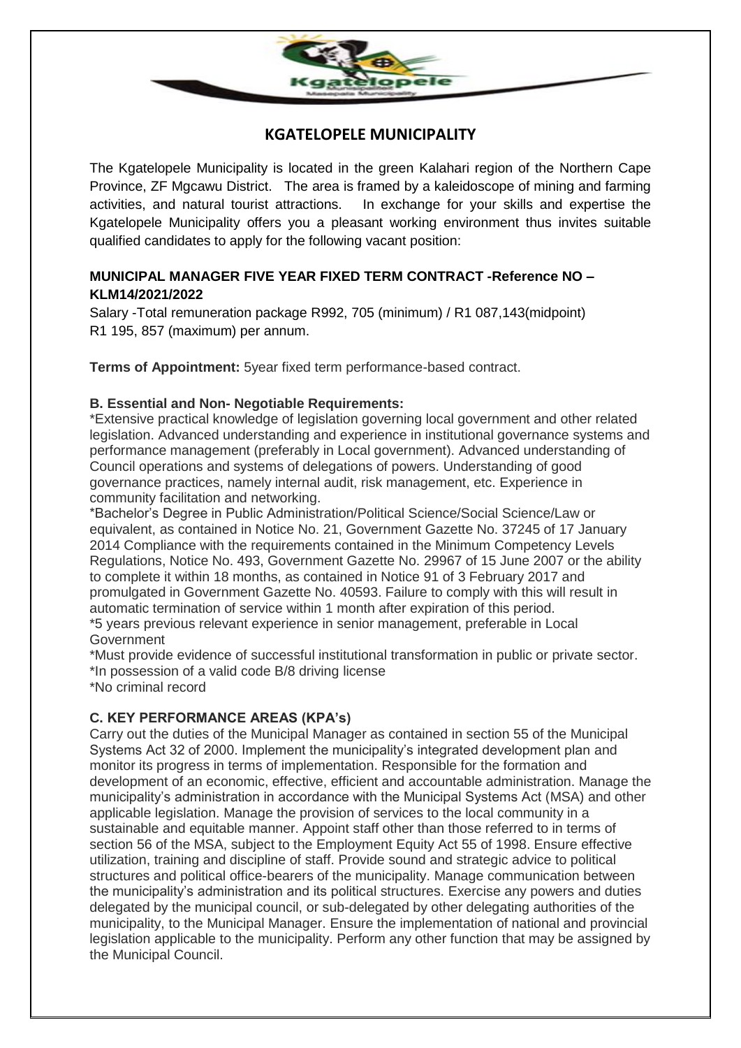# KGATELOPELE MUNICIPALITY

The Kgatelopele Municipality is located in the green Kalahari region of the Northern Cape Province, ZF Mgcawu District. The area is framed by a kaleidoscope of mining and farming activities, and natural tourist attractions. In exchange for your skills and expertise the Kgatelopele Municipality offers you a pleasant working environment thus invites suitable qualified candidates to apply for the following vacant position:

**MUNICIPAL MANAGER FIVE YEAR FIXED TERM CONTRACT -Reference NO – KLM14/2021/2022**

Salary -Total remuneration package R992, 705 (minimum) / R1 087,143(midpoint) R1 195, 857 (maximum) per annum.

**Terms of Appointment:** 5year fixed term performance-based contract.

**B. Essential and Non- Negotiable Requirements:**

*Extensive practical knowledge of legislation governing local government and other related legislation. Advanced understanding and experience in institutional governance systems and performance management (preferably in Local government). Advanced understanding of Council operations and systems of delegations of powers. Understanding of good governance practices, namely internal audit, risk management, etc. Experience in community facilitation and networking.

*Bachelor's Degree in Public Administration/Political Science/Social Science/Law or equivalent, as contained in Notice No. 21, Government Gazette No. 37245 of 17 January 2014 Compliance with the requirements contained in the Minimum Competency Levels Regulations, Notice No. 493, Government Gazette No. 29967 of 15 June 2007 or the ability to complete it within 18 months, as contained in Notice 91 of 3 February 2017 and promulgated in Government Gazette No. 40593. Failure to comply with this will result in automatic termination of service within 1 month after expiration of this period.

*5 years previous relevant experience in senior management, preferable in Local Government

*Must provide evidence of successful institutional transformation in public or private sector.

*In possession of a valid code B/8 driving license

*No criminal record

**C. KEY PERFORMANCE AREAS (KPA's)**

Carry out the duties of the Municipal Manager as contained in section 55 of the Municipal Systems Act 32 of 2000. Implement the municipality's integrated development plan and monitor its progress in terms of implementation. Responsible for the formation and development of an economic, effective, efficient and accountable administration. Manage the municipality's administration in accordance with the Municipal Systems Act (MSA) and other applicable legislation. Manage the provision of services to the local community in a sustainable and equitable manner. Appoint staff other than those referred to in terms of section 56 of the MSA, subject to the Employment Equity Act 55 of 1998. Ensure effective utilization, training and discipline of staff. Provide sound and strategic advice to political structures and political office-bearers of the municipality. Manage communication between the municipality's administration and its political structures. Exercise any powers and duties delegated by the municipal council, or sub-delegated by other delegating authorities of the municipality, to the Municipal Manager. Ensure the implementation of national and provincial legislation applicable to the municipality. Perform any other function that may be assigned by the Municipal Council.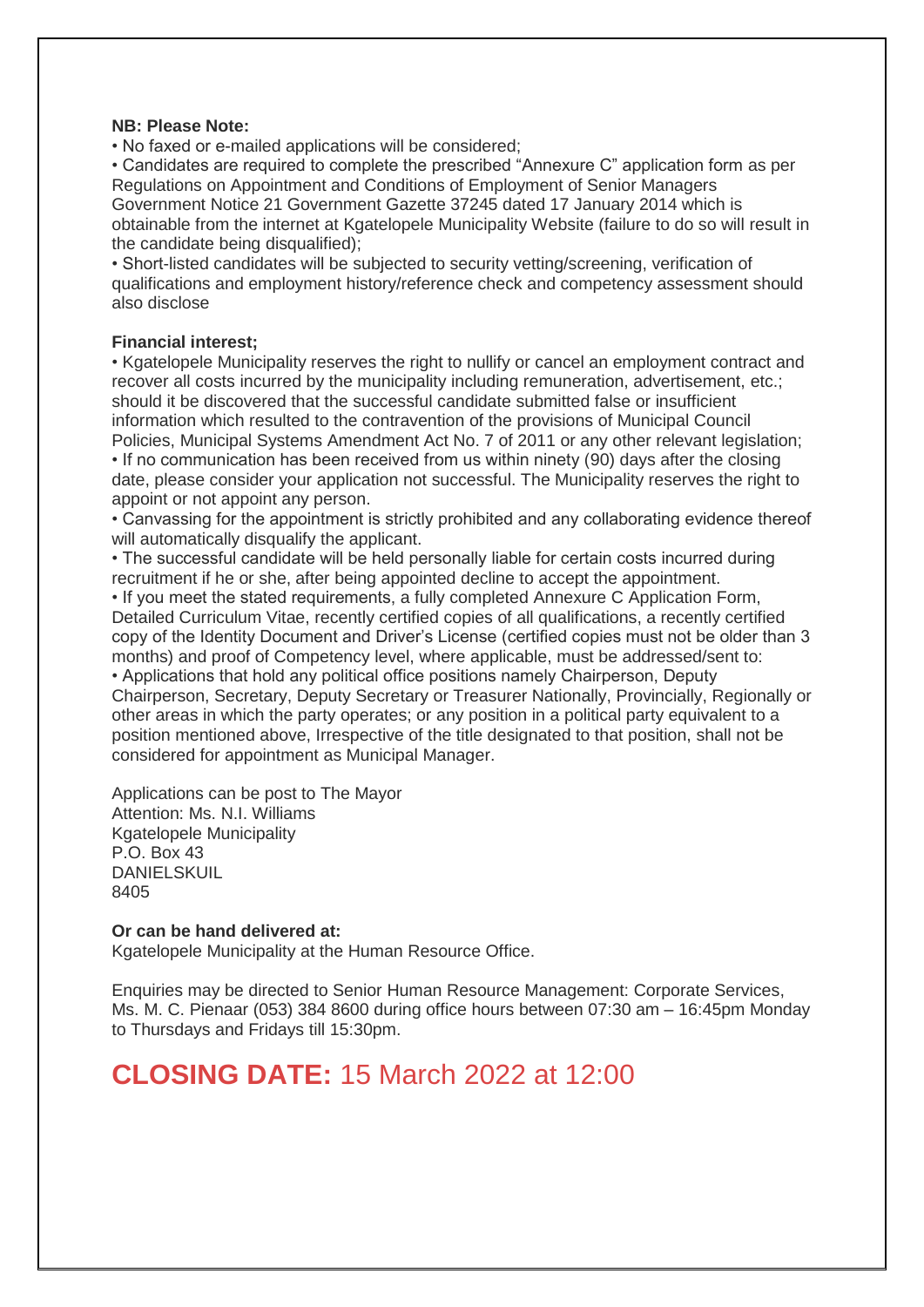**NB: Please Note:**

- No faxed or e-mailed applications will be considered;
- Candidates are required to complete the prescribed "Annexure C" application form as per Regulations on Appointment and Conditions of Employment of Senior Managers Government Notice 21 Government Gazette 37245 dated 17 January 2014 which is obtainable from the internet at Kgatelopele Municipality Website (failure to do so will result in the candidate being disqualified);
- Short-listed candidates will be subjected to security vetting/screening, verification of qualifications and employment history/reference check and competency assessment should also disclose

**Financial interest;**

- Kgatelopele Municipality reserves the right to nullify or cancel an employment contract and recover all costs incurred by the municipality including remuneration, advertisement, etc.; should it be discovered that the successful candidate submitted false or insufficient information which resulted to the contravention of the provisions of Municipal Council Policies, Municipal Systems Amendment Act No. 7 of 2011 or any other relevant legislation;
- If no communication has been received from us within ninety (90) days after the closing date, please consider your application not successful. The Municipality reserves the right to appoint or not appoint any person.
- Canvassing for the appointment is strictly prohibited and any collaborating evidence thereof will automatically disqualify the applicant.
- The successful candidate will be held personally liable for certain costs incurred during recruitment if he or she, after being appointed decline to accept the appointment.
- If you meet the stated requirements, a fully completed Annexure C Application Form, Detailed Curriculum Vitae, recently certified copies of all qualifications, a recently certified copy of the Identity Document and Driver's License (certified copies must not be older than 3 months) and proof of Competency level, where applicable, must be addressed/sent to:
- Applications that hold any political office positions namely Chairperson, Deputy Chairperson, Secretary, Deputy Secretary or Treasurer Nationally, Provincially, Regionally or other areas in which the party operates; or any position in a political party equivalent to a position mentioned above, Irrespective of the title designated to that position, shall not be considered for appointment as Municipal Manager.

Applications can be post to The Mayor
Attention: Ms. N.I. Williams
Kgatelopele Municipality
P.O. Box 43
DANIELSKUIL
8405

**Or can be hand delivered at:**
Kgatelopele Municipality at the Human Resource Office.

Enquiries may be directed to Senior Human Resource Management: Corporate Services, Ms. M. C. Pienaar (053) 384 8600 during office hours between 07:30 am – 16:45pm Monday to Thursdays and Fridays till 15:30pm.

## **CLOSING DATE:** 15 March 2022 at 12:00